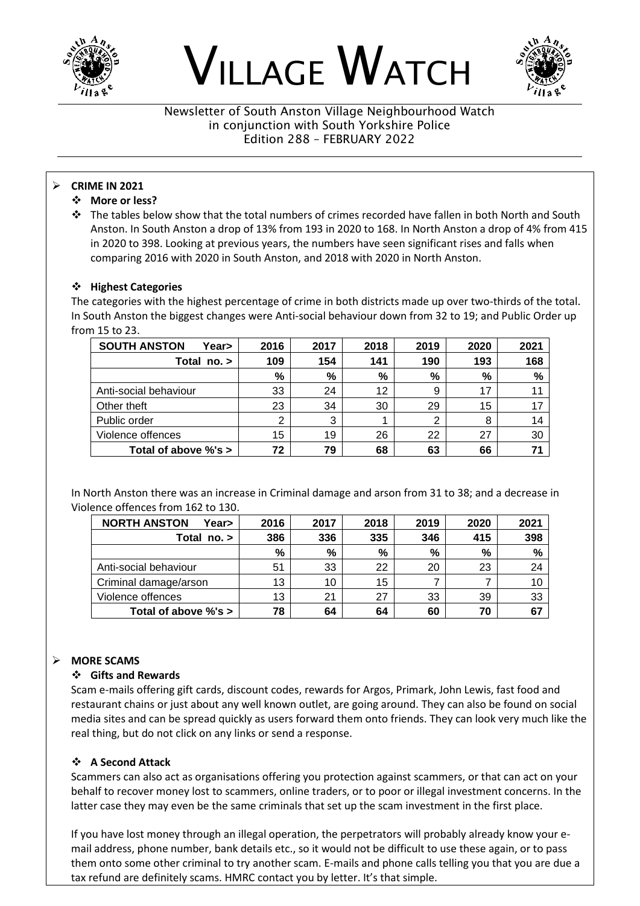# VILLAGE WATCH

Newsletter of South Anston Village Neighbourhood Watch
in conjunction with South Yorkshire Police
Edition 288 – FEBRUARY 2022

## CRIME IN 2021

### More or less?

- The tables below show that the total numbers of crimes recorded have fallen in both North and South Anston. In South Anston a drop of 13% from 193 in 2020 to 168. In North Anston a drop of 4% from 415 in 2020 to 398. Looking at previous years, the numbers have seen significant rises and falls when comparing 2016 with 2020 in South Anston, and 2018 with 2020 in North Anston.

### Highest Categories

The categories with the highest percentage of crime in both districts made up over two-thirds of the total. In South Anston the biggest changes were Anti-social behaviour down from 32 to 19; and Public Order up from 15 to 23.

| SOUTH ANSTON Year> | 2016 | 2017 | 2018 | 2019 | 2020 | 2021 |
|---|---|---|---|---|---|---|
| Total no. > | 109 | 154 | 141 | 190 | 193 | 168 |
| | % | % | % | % | % | % |
| Anti-social behaviour | 33 | 24 | 12 | 9 | 17 | 11 |
| Other theft | 23 | 34 | 30 | 29 | 15 | 17 |
| Public order | 2 | 3 | 1 | 2 | 8 | 14 |
| Violence offences | 15 | 19 | 26 | 22 | 27 | 30 |
| Total of above %'s > | 72 | 79 | 68 | 63 | 66 | 71 |

In North Anston there was an increase in Criminal damage and arson from 31 to 38; and a decrease in Violence offences from 162 to 130.

| NORTH ANSTON Year> | 2016 | 2017 | 2018 | 2019 | 2020 | 2021 |
|---|---|---|---|---|---|---|
| Total no. > | 386 | 336 | 335 | 346 | 415 | 398 |
| | % | % | % | % | % | % |
| Anti-social behaviour | 51 | 33 | 22 | 20 | 23 | 24 |
| Criminal damage/arson | 13 | 10 | 15 | 7 | 7 | 10 |
| Violence offences | 13 | 21 | 27 | 33 | 39 | 33 |
| Total of above %'s > | 78 | 64 | 64 | 60 | 70 | 67 |

## MORE SCAMS

### Gifts and Rewards

Scam e-mails offering gift cards, discount codes, rewards for Argos, Primark, John Lewis, fast food and restaurant chains or just about any well known outlet, are going around. They can also be found on social media sites and can be spread quickly as users forward them onto friends. They can look very much like the real thing, but do not click on any links or send a response.

### A Second Attack

Scammers can also act as organisations offering you protection against scammers, or that can act on your behalf to recover money lost to scammers, online traders, or to poor or illegal investment concerns. In the latter case they may even be the same criminals that set up the scam investment in the first place.

If you have lost money through an illegal operation, the perpetrators will probably already know your e-mail address, phone number, bank details etc., so it would not be difficult to use these again, or to pass them onto some other criminal to try another scam. E-mails and phone calls telling you that you are due a tax refund are definitely scams. HMRC contact you by letter. It's that simple.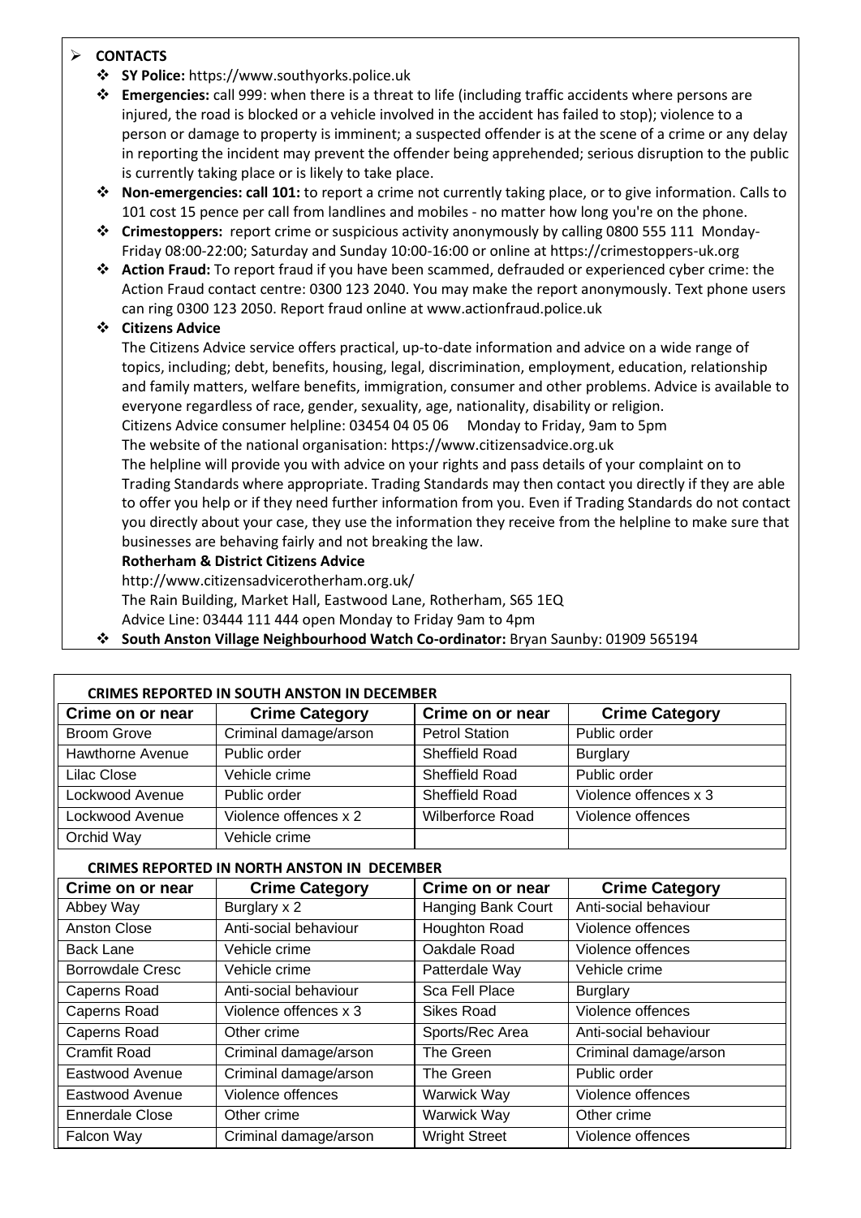- **CONTACTS**
  - **SY Police:** https://www.southyorks.police.uk
  - **Emergencies:** call 999: when there is a threat to life (including traffic accidents where persons are injured, the road is blocked or a vehicle involved in the accident has failed to stop); violence to a person or damage to property is imminent; a suspected offender is at the scene of a crime or any delay in reporting the incident may prevent the offender being apprehended; serious disruption to the public is currently taking place or is likely to take place.
  - **Non-emergencies: call 101:** to report a crime not currently taking place, or to give information. Calls to 101 cost 15 pence per call from landlines and mobiles - no matter how long you're on the phone.
  - **Crimestoppers:** report crime or suspicious activity anonymously by calling 0800 555 111 Monday-Friday 08:00-22:00; Saturday and Sunday 10:00-16:00 or online at https://crimestoppers-uk.org
  - **Action Fraud:** To report fraud if you have been scammed, defrauded or experienced cyber crime: the Action Fraud contact centre: 0300 123 2040. You may make the report anonymously. Text phone users can ring 0300 123 2050. Report fraud online at www.actionfraud.police.uk
  - **Citizens Advice**

    The Citizens Advice service offers practical, up-to-date information and advice on a wide range of topics, including; debt, benefits, housing, legal, discrimination, employment, education, relationship and family matters, welfare benefits, immigration, consumer and other problems. Advice is available to everyone regardless of race, gender, sexuality, age, nationality, disability or religion.

    Citizens Advice consumer helpline: 03454 04 05 06 Monday to Friday, 9am to 5pm

    The website of the national organisation: https://www.citizensadvice.org.uk

    The helpline will provide you with advice on your rights and pass details of your complaint on to Trading Standards where appropriate. Trading Standards may then contact you directly if they are able to offer you help or if they need further information from you. Even if Trading Standards do not contact you directly about your case, they use the information they receive from the helpline to make sure that businesses are behaving fairly and not breaking the law.

    **Rotherham & District Citizens Advice**

    http://www.citizensadvicerotherham.org.uk/

    The Rain Building, Market Hall, Eastwood Lane, Rotherham, S65 1EQ

    Advice Line: 03444 111 444 open Monday to Friday 9am to 4pm
  - **South Anston Village Neighbourhood Watch Co-ordinator:** Bryan Saunby: 01909 565194

**CRIMES REPORTED IN SOUTH ANSTON IN DECEMBER**

| Crime on or near | Crime Category | Crime on or near | Crime Category |
|---|---|---|---|
| Broom Grove | Criminal damage/arson | Petrol Station | Public order |
| Hawthorne Avenue | Public order | Sheffield Road | Burglary |
| Lilac Close | Vehicle crime | Sheffield Road | Public order |
| Lockwood Avenue | Public order | Sheffield Road | Violence offences x 3 |
| Lockwood Avenue | Violence offences x 2 | Wilberforce Road | Violence offences |
| Orchid Way | Vehicle crime | | |

**CRIMES REPORTED IN NORTH ANSTON IN DECEMBER**

| Crime on or near | Crime Category | Crime on or near | Crime Category |
|---|---|---|---|
| Abbey Way | Burglary x 2 | Hanging Bank Court | Anti-social behaviour |
| Anston Close | Anti-social behaviour | Houghton Road | Violence offences |
| Back Lane | Vehicle crime | Oakdale Road | Violence offences |
| Borrowdale Cresc | Vehicle crime | Patterdale Way | Vehicle crime |
| Caperns Road | Anti-social behaviour | Sca Fell Place | Burglary |
| Caperns Road | Violence offences x 3 | Sikes Road | Violence offences |
| Caperns Road | Other crime | Sports/Rec Area | Anti-social behaviour |
| Cramfit Road | Criminal damage/arson | The Green | Criminal damage/arson |
| Eastwood Avenue | Criminal damage/arson | The Green | Public order |
| Eastwood Avenue | Violence offences | Warwick Way | Violence offences |
| Ennerdale Close | Other crime | Warwick Way | Other crime |
| Falcon Way | Criminal damage/arson | Wright Street | Violence offences |